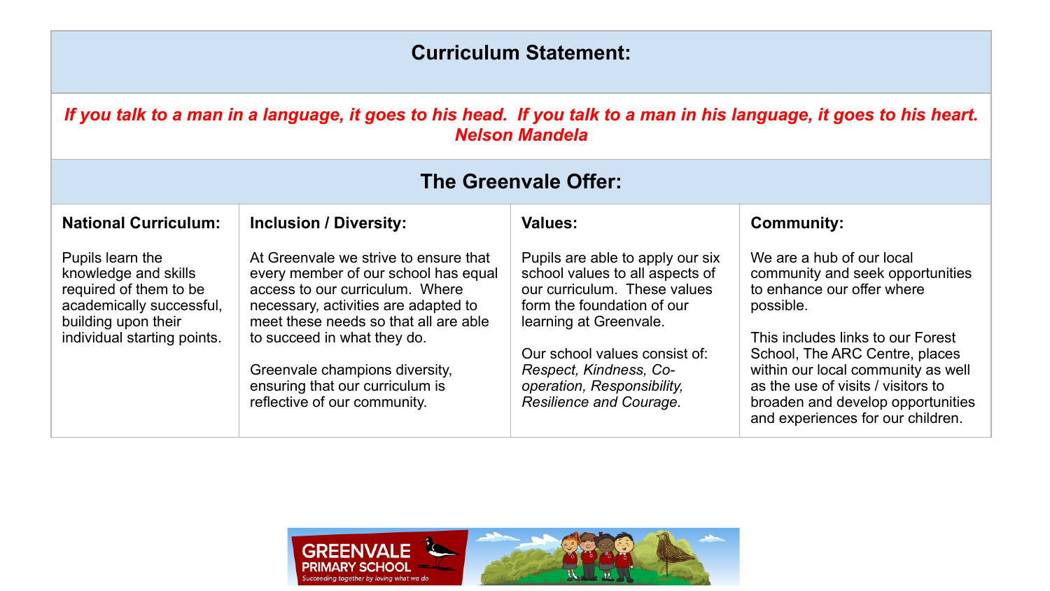# Curriculum Statement:

***If you talk to a man in a language, it goes to his head. If you talk to a man in his language, it goes to his heart. Nelson Mandela***

## The Greenvale Offer:

| National Curriculum: | Inclusion / Diversity: | Values: | Community: |
| --- | --- | --- | --- |
| Pupils learn the knowledge and skills required of them to be academically successful, building upon their individual starting points. | At Greenvale we strive to ensure that every member of our school has equal access to our curriculum. Where necessary, activities are adapted to meet these needs so that all are able to succeed in what they do.<br><br>Greenvale champions diversity, ensuring that our curriculum is reflective of our community. | Pupils are able to apply our six school values to all aspects of our curriculum. These values form the foundation of our learning at Greenvale.<br><br>Our school values consist of: *Respect, Kindness, Co-operation, Responsibility, Resilience and Courage.* | We are a hub of our local community and seek opportunities to enhance our offer where possible.<br><br>This includes links to our Forest School, The ARC Centre, places within our local community as well as the use of visits / visitors to broaden and develop opportunities and experiences for our children. |

GREENVALE PRIMARY SCHOOL
*Succeeding together by loving what we do*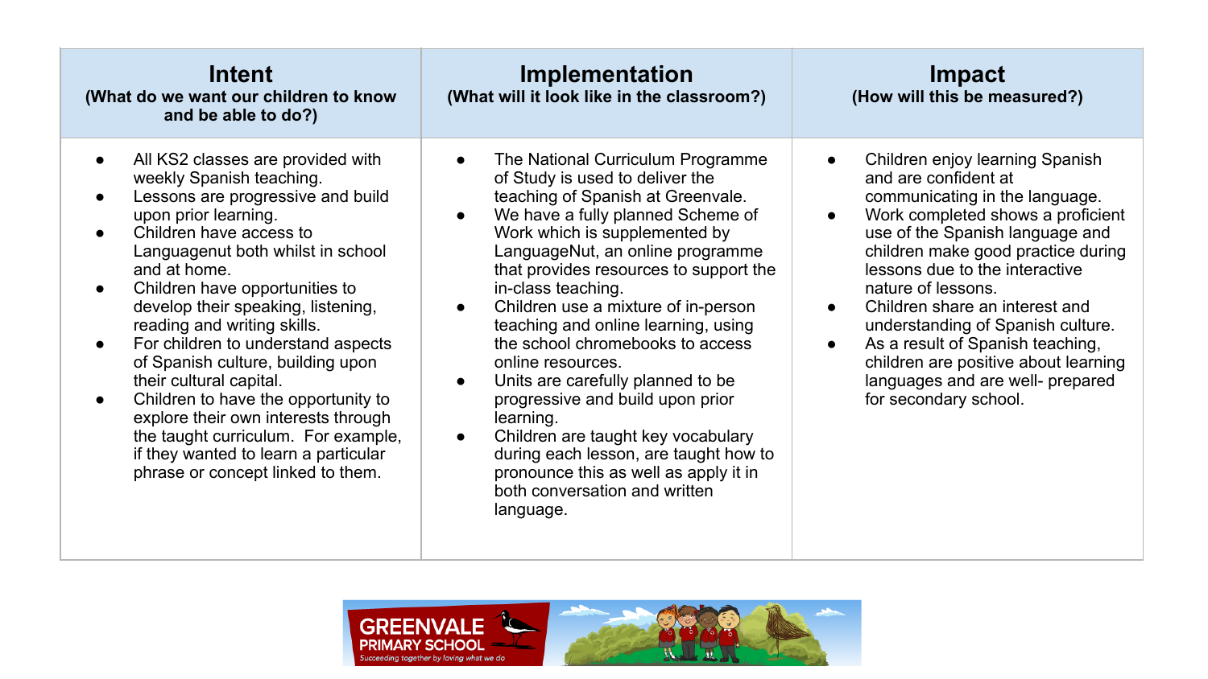| Intent<br>(What do we want our children to know and be able to do?) | Implementation<br>(What will it look like in the classroom?) | Impact<br>(How will this be measured?) |
| --- | --- | --- |
| • All KS2 classes are provided with weekly Spanish teaching.<br>• Lessons are progressive and build upon prior learning.<br>• Children have access to Languagenut both whilst in school and at home.<br>• Children have opportunities to develop their speaking, listening, reading and writing skills.<br>• For children to understand aspects of Spanish culture, building upon their cultural capital.<br>• Children to have the opportunity to explore their own interests through the taught curriculum. For example, if they wanted to learn a particular phrase or concept linked to them. | • The National Curriculum Programme of Study is used to deliver the teaching of Spanish at Greenvale.<br>• We have a fully planned Scheme of Work which is supplemented by LanguageNut, an online programme that provides resources to support the in-class teaching.<br>• Children use a mixture of in-person teaching and online learning, using the school chromebooks to access online resources.<br>• Units are carefully planned to be progressive and build upon prior learning.<br>• Children are taught key vocabulary during each lesson, are taught how to pronounce this as well as apply it in both conversation and written language. | • Children enjoy learning Spanish and are confident at communicating in the language.<br>• Work completed shows a proficient use of the Spanish language and children make good practice during lessons due to the interactive nature of lessons.<br>• Children share an interest and understanding of Spanish culture.<br>• As a result of Spanish teaching, children are positive about learning languages and are well- prepared for secondary school. |

GREENVALE PRIMARY SCHOOL

Succeeding together by loving what we do